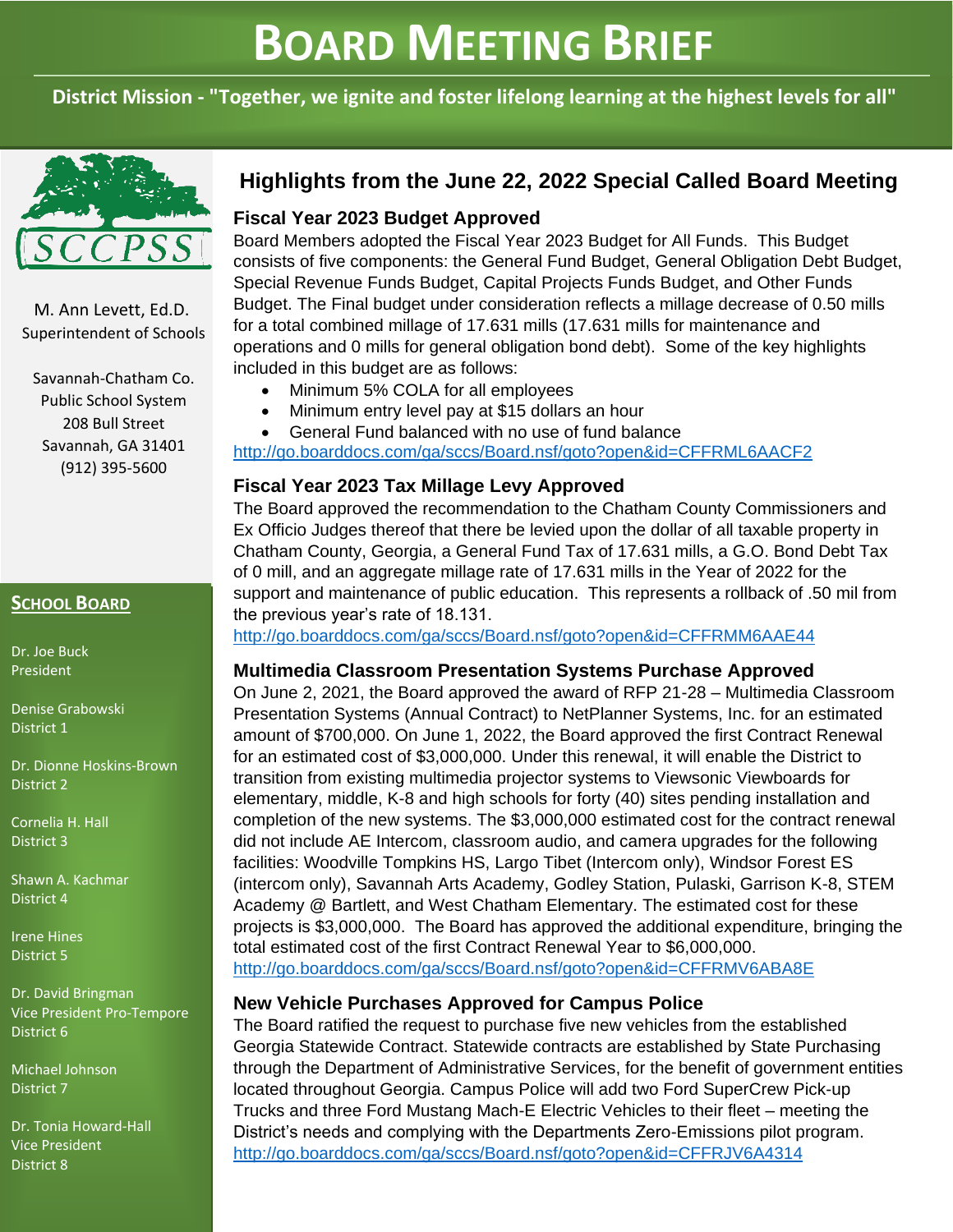# BOARD MEETING BRIEF

**District Mission - "Together, we ignite and foster lifelong learning at the highest levels for all"**

SCCPSS

M. Ann Levett, Ed.D.
Superintendent of Schools

Savannah-Chatham Co.
Public School System
208 Bull Street
Savannah, GA 31401
(912) 395-5600

**SCHOOL BOARD**

Dr. Joe Buck
President

Denise Grabowski
District 1

Dr. Dionne Hoskins-Brown
District 2

Cornelia H. Hall
District 3

Shawn A. Kachmar
District 4

Irene Hines
District 5

Dr. David Bringman
Vice President Pro-Tempore
District 6

Michael Johnson
District 7

Dr. Tonia Howard-Hall
Vice President
District 8

## Highlights from the June 22, 2022 Special Called Board Meeting

### Fiscal Year 2023 Budget Approved

Board Members adopted the Fiscal Year 2023 Budget for All Funds. This Budget consists of five components: the General Fund Budget, General Obligation Debt Budget, Special Revenue Funds Budget, Capital Projects Funds Budget, and Other Funds Budget. The Final budget under consideration reflects a millage decrease of 0.50 mills for a total combined millage of 17.631 mills (17.631 mills for maintenance and operations and 0 mills for general obligation bond debt). Some of the key highlights included in this budget are as follows:

- Minimum 5% COLA for all employees
- Minimum entry level pay at $15 dollars an hour
- General Fund balanced with no use of fund balance

http://go.boarddocs.com/ga/sccs/Board.nsf/goto?open&id=CFFRML6AACF2

### Fiscal Year 2023 Tax Millage Levy Approved

The Board approved the recommendation to the Chatham County Commissioners and Ex Officio Judges thereof that there be levied upon the dollar of all taxable property in Chatham County, Georgia, a General Fund Tax of 17.631 mills, a G.O. Bond Debt Tax of 0 mill, and an aggregate millage rate of 17.631 mills in the Year of 2022 for the support and maintenance of public education. This represents a rollback of .50 mil from the previous year's rate of 18.131.

http://go.boarddocs.com/ga/sccs/Board.nsf/goto?open&id=CFFRMM6AAE44

### Multimedia Classroom Presentation Systems Purchase Approved

On June 2, 2021, the Board approved the award of RFP 21-28 – Multimedia Classroom Presentation Systems (Annual Contract) to NetPlanner Systems, Inc. for an estimated amount of $700,000. On June 1, 2022, the Board approved the first Contract Renewal for an estimated cost of $3,000,000. Under this renewal, it will enable the District to transition from existing multimedia projector systems to Viewsonic Viewboards for elementary, middle, K-8 and high schools for forty (40) sites pending installation and completion of the new systems. The $3,000,000 estimated cost for the contract renewal did not include AE Intercom, classroom audio, and camera upgrades for the following facilities: Woodville Tompkins HS, Largo Tibet (Intercom only), Windsor Forest ES (intercom only), Savannah Arts Academy, Godley Station, Pulaski, Garrison K-8, STEM Academy @ Bartlett, and West Chatham Elementary. The estimated cost for these projects is $3,000,000. The Board has approved the additional expenditure, bringing the total estimated cost of the first Contract Renewal Year to $6,000,000.

http://go.boarddocs.com/ga/sccs/Board.nsf/goto?open&id=CFFRMV6ABA8E

### New Vehicle Purchases Approved for Campus Police

The Board ratified the request to purchase five new vehicles from the established Georgia Statewide Contract. Statewide contracts are established by State Purchasing through the Department of Administrative Services, for the benefit of government entities located throughout Georgia. Campus Police will add two Ford SuperCrew Pick-up Trucks and three Ford Mustang Mach-E Electric Vehicles to their fleet – meeting the District's needs and complying with the Departments Zero-Emissions pilot program.

http://go.boarddocs.com/ga/sccs/Board.nsf/goto?open&id=CFFRJV6A4314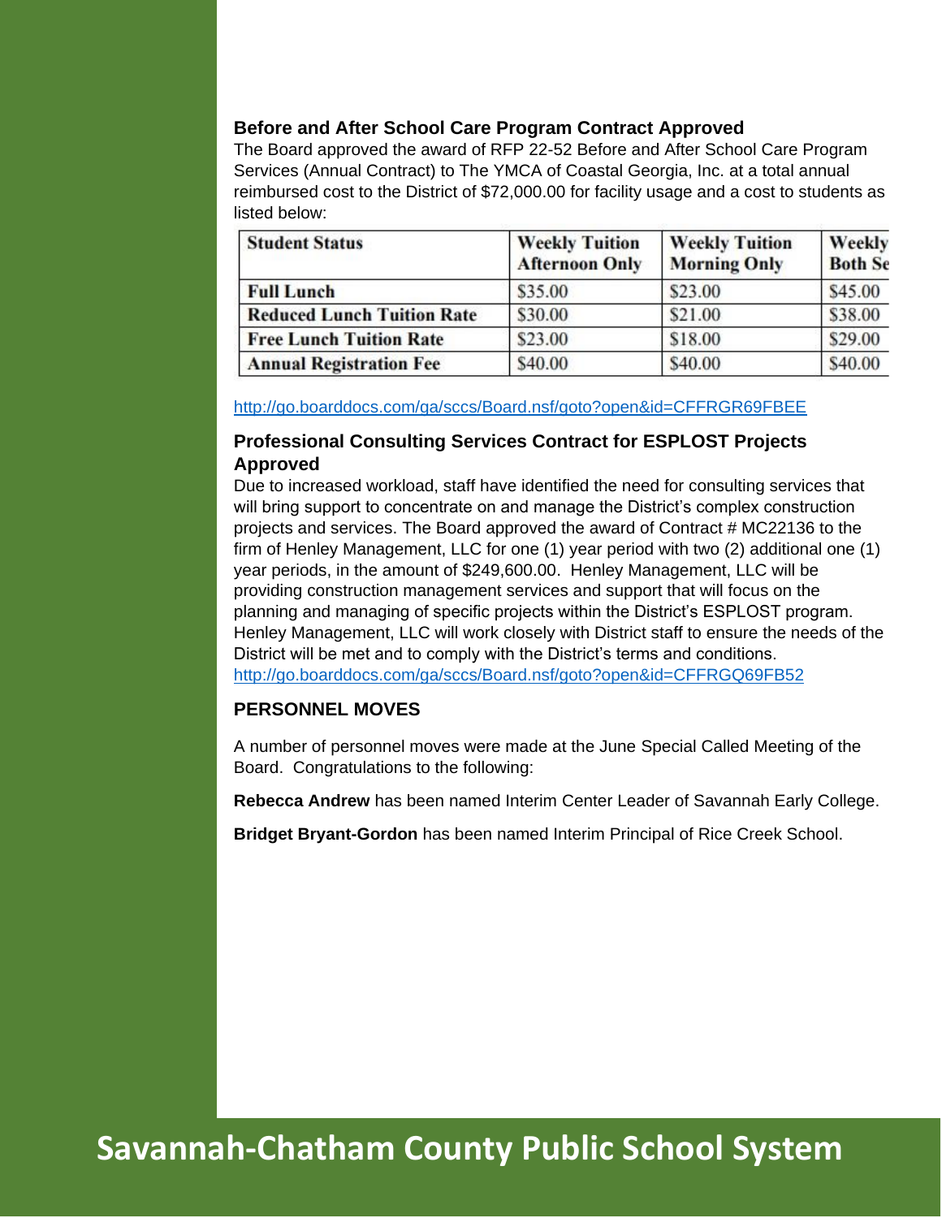### Before and After School Care Program Contract Approved

The Board approved the award of RFP 22-52 Before and After School Care Program Services (Annual Contract) to The YMCA of Coastal Georgia, Inc. at a total annual reimbursed cost to the District of $72,000.00 for facility usage and a cost to students as listed below:

| Student Status | Weekly Tuition Afternoon Only | Weekly Tuition Morning Only | Weekly Both Se |
| --- | --- | --- | --- |
| Full Lunch | $35.00 | $23.00 | $45.00 |
| Reduced Lunch Tuition Rate | $30.00 | $21.00 | $38.00 |
| Free Lunch Tuition Rate | $23.00 | $18.00 | $29.00 |
| Annual Registration Fee | $40.00 | $40.00 | $40.00 |

http://go.boarddocs.com/ga/sccs/Board.nsf/goto?open&id=CFFRGR69FBEE

### Professional Consulting Services Contract for ESPLOST Projects Approved

Due to increased workload, staff have identified the need for consulting services that will bring support to concentrate on and manage the District's complex construction projects and services. The Board approved the award of Contract # MC22136 to the firm of Henley Management, LLC for one (1) year period with two (2) additional one (1) year periods, in the amount of $249,600.00. Henley Management, LLC will be providing construction management services and support that will focus on the planning and managing of specific projects within the District's ESPLOST program. Henley Management, LLC will work closely with District staff to ensure the needs of the District will be met and to comply with the District's terms and conditions.
http://go.boarddocs.com/ga/sccs/Board.nsf/goto?open&id=CFFRGQ69FB52

### PERSONNEL MOVES

A number of personnel moves were made at the June Special Called Meeting of the Board. Congratulations to the following:

**Rebecca Andrew** has been named Interim Center Leader of Savannah Early College.

**Bridget Bryant-Gordon** has been named Interim Principal of Rice Creek School.